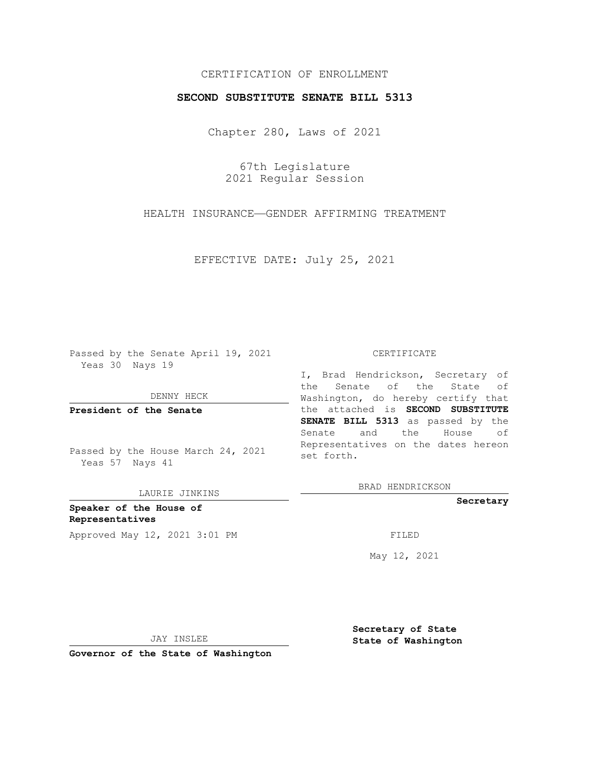CERTIFICATION OF ENROLLMENT

**SECOND SUBSTITUTE SENATE BILL 5313**

Chapter 280, Laws of 2021

67th Legislature
2021 Regular Session

HEALTH INSURANCE—GENDER AFFIRMING TREATMENT

EFFECTIVE DATE: July 25, 2021

Passed by the Senate April 19, 2021
Yeas 30 Nays 19

DENNY HECK

**President of the Senate**

Passed by the House March 24, 2021
Yeas 57 Nays 41

LAURIE JINKINS

**Speaker of the House of Representatives**

Approved May 12, 2021 3:01 PM

JAY INSLEE

**Governor of the State of Washington**

CERTIFICATE

I, Brad Hendrickson, Secretary of the Senate of the State of Washington, do hereby certify that the attached is **SECOND SUBSTITUTE SENATE BILL 5313** as passed by the Senate and the House of Representatives on the dates hereon set forth.

BRAD HENDRICKSON

**Secretary**

FILED

May 12, 2021

**Secretary of State**
**State of Washington**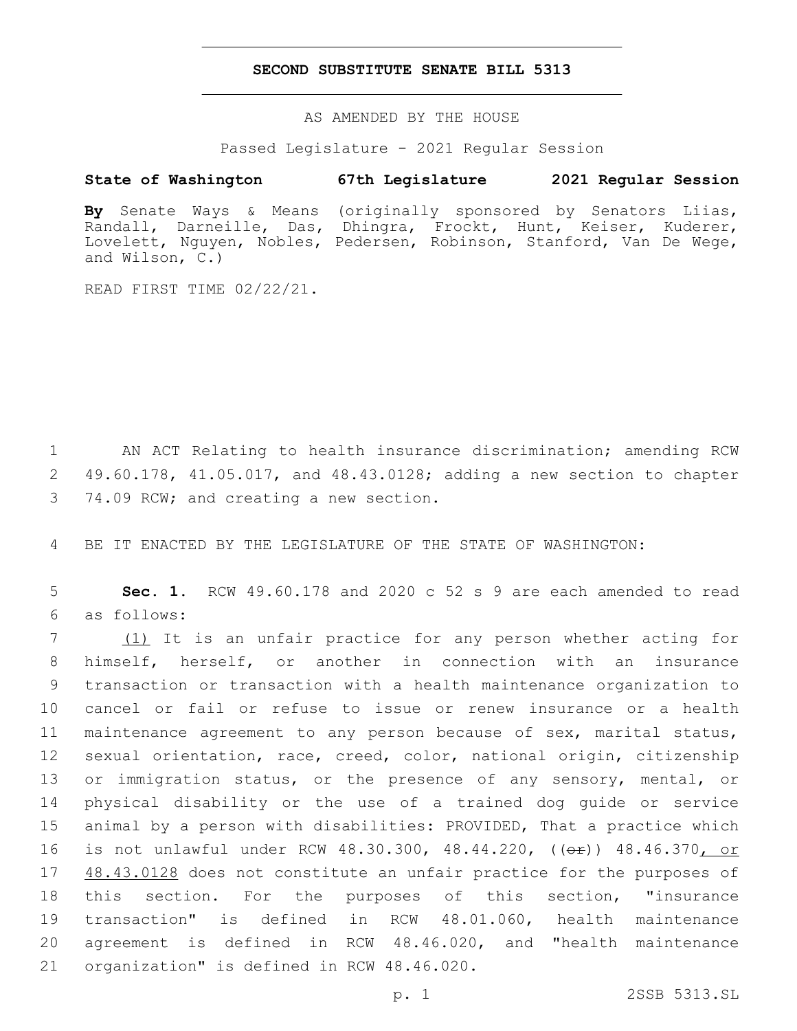# SECOND SUBSTITUTE SENATE BILL 5313

AS AMENDED BY THE HOUSE

Passed Legislature - 2021 Regular Session

**State of Washington 67th Legislature 2021 Regular Session**

**By** Senate Ways & Means (originally sponsored by Senators Liias, Randall, Darneille, Das, Dhingra, Frockt, Hunt, Keiser, Kuderer, Lovelett, Nguyen, Nobles, Pedersen, Robinson, Stanford, Van De Wege, and Wilson, C.)

READ FIRST TIME 02/22/21.

1 AN ACT Relating to health insurance discrimination; amending RCW
2 49.60.178, 41.05.017, and 48.43.0128; adding a new section to chapter
3 74.09 RCW; and creating a new section.

4 BE IT ENACTED BY THE LEGISLATURE OF THE STATE OF WASHINGTON:

5 **Sec. 1.** RCW 49.60.178 and 2020 c 52 s 9 are each amended to read
6 as follows:

7 (1) It is an unfair practice for any person whether acting for
8 himself, herself, or another in connection with an insurance
9 transaction or transaction with a health maintenance organization to
10 cancel or fail or refuse to issue or renew insurance or a health
11 maintenance agreement to any person because of sex, marital status,
12 sexual orientation, race, creed, color, national origin, citizenship
13 or immigration status, or the presence of any sensory, mental, or
14 physical disability or the use of a trained dog guide or service
15 animal by a person with disabilities: PROVIDED, That a practice which
16 is not unlawful under RCW 48.30.300, 48.44.220, ((~~or~~)) 48.46.370, or
17 48.43.0128 does not constitute an unfair practice for the purposes of
18 this section. For the purposes of this section, "insurance
19 transaction" is defined in RCW 48.01.060, health maintenance
20 agreement is defined in RCW 48.46.020, and "health maintenance
21 organization" is defined in RCW 48.46.020.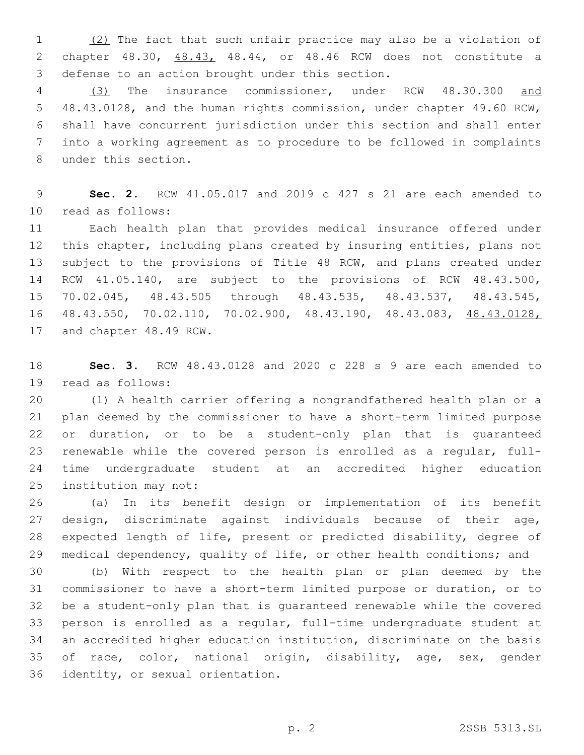(2) The fact that such unfair practice may also be a violation of chapter 48.30, 48.43, 48.44, or 48.46 RCW does not constitute a defense to an action brought under this section.

(3) The insurance commissioner, under RCW 48.30.300 and 48.43.0128, and the human rights commission, under chapter 49.60 RCW, shall have concurrent jurisdiction under this section and shall enter into a working agreement as to procedure to be followed in complaints under this section.

**Sec. 2.** RCW 41.05.017 and 2019 c 427 s 21 are each amended to read as follows:

Each health plan that provides medical insurance offered under this chapter, including plans created by insuring entities, plans not subject to the provisions of Title 48 RCW, and plans created under RCW 41.05.140, are subject to the provisions of RCW 48.43.500, 70.02.045, 48.43.505 through 48.43.535, 48.43.537, 48.43.545, 48.43.550, 70.02.110, 70.02.900, 48.43.190, 48.43.083, 48.43.0128, and chapter 48.49 RCW.

**Sec. 3.** RCW 48.43.0128 and 2020 c 228 s 9 are each amended to read as follows:

(1) A health carrier offering a nongrandfathered health plan or a plan deemed by the commissioner to have a short-term limited purpose or duration, or to be a student-only plan that is guaranteed renewable while the covered person is enrolled as a regular, full-time undergraduate student at an accredited higher education institution may not:

(a) In its benefit design or implementation of its benefit design, discriminate against individuals because of their age, expected length of life, present or predicted disability, degree of medical dependency, quality of life, or other health conditions; and

(b) With respect to the health plan or plan deemed by the commissioner to have a short-term limited purpose or duration, or to be a student-only plan that is guaranteed renewable while the covered person is enrolled as a regular, full-time undergraduate student at an accredited higher education institution, discriminate on the basis of race, color, national origin, disability, age, sex, gender identity, or sexual orientation.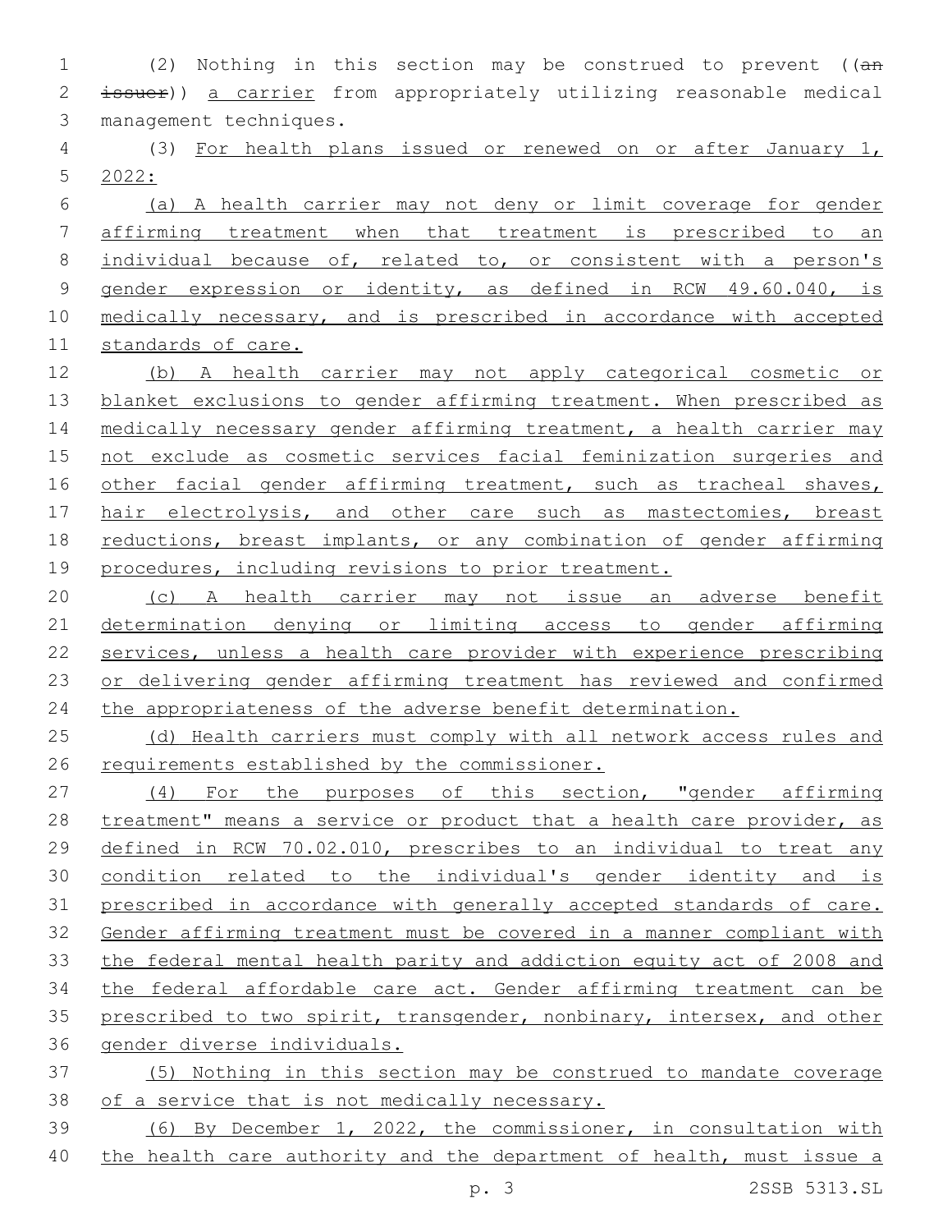(2) Nothing in this section may be construed to prevent ((~~an issuer~~)) a carrier from appropriately utilizing reasonable medical management techniques.

(3) For health plans issued or renewed on or after January 1, 2022:

(a) A health carrier may not deny or limit coverage for gender affirming treatment when that treatment is prescribed to an individual because of, related to, or consistent with a person's gender expression or identity, as defined in RCW 49.60.040, is medically necessary, and is prescribed in accordance with accepted standards of care.

(b) A health carrier may not apply categorical cosmetic or blanket exclusions to gender affirming treatment. When prescribed as medically necessary gender affirming treatment, a health carrier may not exclude as cosmetic services facial feminization surgeries and other facial gender affirming treatment, such as tracheal shaves, hair electrolysis, and other care such as mastectomies, breast reductions, breast implants, or any combination of gender affirming procedures, including revisions to prior treatment.

(c) A health carrier may not issue an adverse benefit determination denying or limiting access to gender affirming services, unless a health care provider with experience prescribing or delivering gender affirming treatment has reviewed and confirmed the appropriateness of the adverse benefit determination.

(d) Health carriers must comply with all network access rules and requirements established by the commissioner.

(4) For the purposes of this section, "gender affirming treatment" means a service or product that a health care provider, as defined in RCW 70.02.010, prescribes to an individual to treat any condition related to the individual's gender identity and is prescribed in accordance with generally accepted standards of care. Gender affirming treatment must be covered in a manner compliant with the federal mental health parity and addiction equity act of 2008 and the federal affordable care act. Gender affirming treatment can be prescribed to two spirit, transgender, nonbinary, intersex, and other gender diverse individuals.

(5) Nothing in this section may be construed to mandate coverage of a service that is not medically necessary.

(6) By December 1, 2022, the commissioner, in consultation with the health care authority and the department of health, must issue a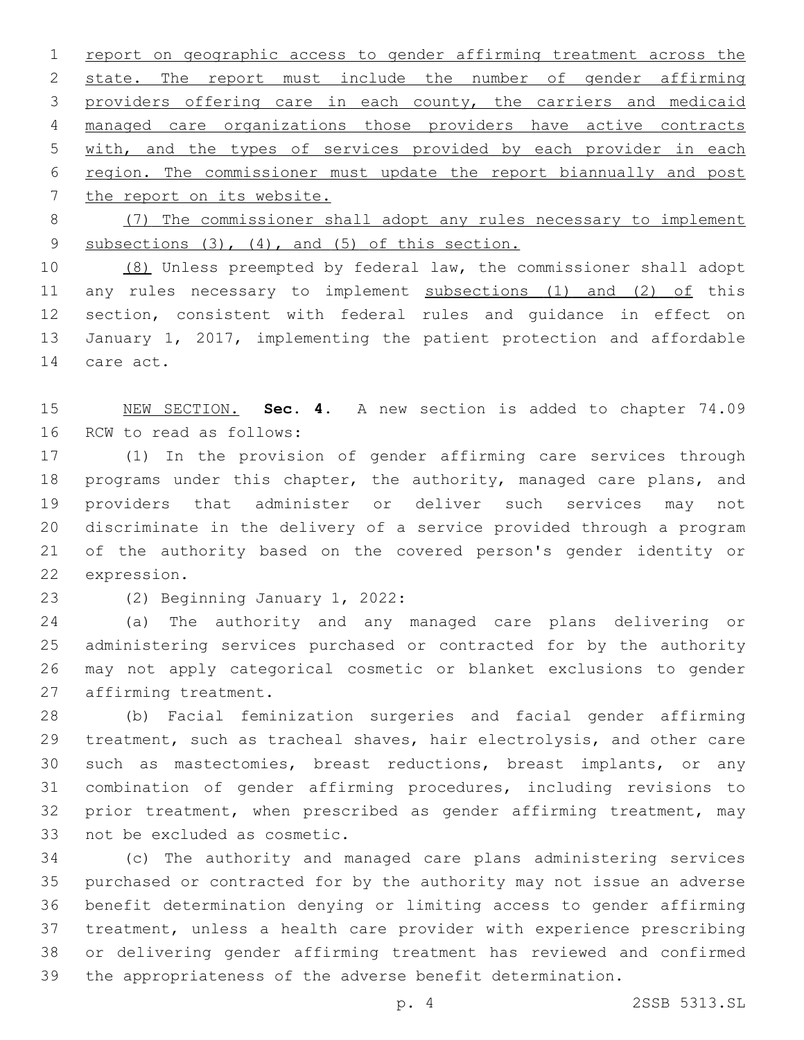report on geographic access to gender affirming treatment across the state. The report must include the number of gender affirming providers offering care in each county, the carriers and medicaid managed care organizations those providers have active contracts with, and the types of services provided by each provider in each region. The commissioner must update the report biannually and post the report on its website.

(7) The commissioner shall adopt any rules necessary to implement subsections (3), (4), and (5) of this section.

(8) Unless preempted by federal law, the commissioner shall adopt any rules necessary to implement subsections (1) and (2) of this section, consistent with federal rules and guidance in effect on January 1, 2017, implementing the patient protection and affordable care act.

NEW SECTION. **Sec. 4.** A new section is added to chapter 74.09 RCW to read as follows:

(1) In the provision of gender affirming care services through programs under this chapter, the authority, managed care plans, and providers that administer or deliver such services may not discriminate in the delivery of a service provided through a program of the authority based on the covered person's gender identity or expression.

(2) Beginning January 1, 2022:

(a) The authority and any managed care plans delivering or administering services purchased or contracted for by the authority may not apply categorical cosmetic or blanket exclusions to gender affirming treatment.

(b) Facial feminization surgeries and facial gender affirming treatment, such as tracheal shaves, hair electrolysis, and other care such as mastectomies, breast reductions, breast implants, or any combination of gender affirming procedures, including revisions to prior treatment, when prescribed as gender affirming treatment, may not be excluded as cosmetic.

(c) The authority and managed care plans administering services purchased or contracted for by the authority may not issue an adverse benefit determination denying or limiting access to gender affirming treatment, unless a health care provider with experience prescribing or delivering gender affirming treatment has reviewed and confirmed the appropriateness of the adverse benefit determination.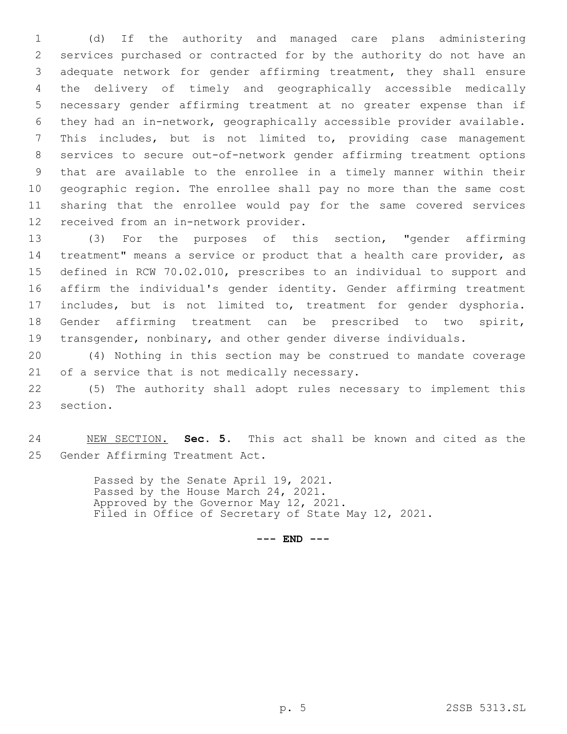(d) If the authority and managed care plans administering services purchased or contracted for by the authority do not have an adequate network for gender affirming treatment, they shall ensure the delivery of timely and geographically accessible medically necessary gender affirming treatment at no greater expense than if they had an in-network, geographically accessible provider available. This includes, but is not limited to, providing case management services to secure out-of-network gender affirming treatment options that are available to the enrollee in a timely manner within their geographic region. The enrollee shall pay no more than the same cost sharing that the enrollee would pay for the same covered services received from an in-network provider.

(3) For the purposes of this section, "gender affirming treatment" means a service or product that a health care provider, as defined in RCW 70.02.010, prescribes to an individual to support and affirm the individual's gender identity. Gender affirming treatment includes, but is not limited to, treatment for gender dysphoria. Gender affirming treatment can be prescribed to two spirit, transgender, nonbinary, and other gender diverse individuals.

(4) Nothing in this section may be construed to mandate coverage of a service that is not medically necessary.

(5) The authority shall adopt rules necessary to implement this section.

NEW SECTION. **Sec. 5.** This act shall be known and cited as the Gender Affirming Treatment Act.

Passed by the Senate April 19, 2021.
Passed by the House March 24, 2021.
Approved by the Governor May 12, 2021.
Filed in Office of Secretary of State May 12, 2021.

**--- END ---**